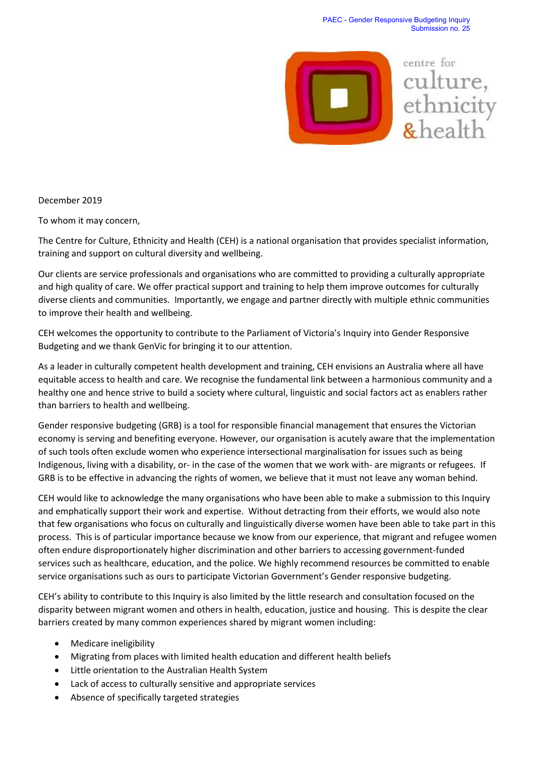PAEC - Gender Responsive Budgeting Inquiry
Submission no. 25

centre for culture, ethnicity & health

December 2019

To whom it may concern,

The Centre for Culture, Ethnicity and Health (CEH) is a national organisation that provides specialist information, training and support on cultural diversity and wellbeing.

Our clients are service professionals and organisations who are committed to providing a culturally appropriate and high quality of care. We offer practical support and training to help them improve outcomes for culturally diverse clients and communities. Importantly, we engage and partner directly with multiple ethnic communities to improve their health and wellbeing.

CEH welcomes the opportunity to contribute to the Parliament of Victoria's Inquiry into Gender Responsive Budgeting and we thank GenVic for bringing it to our attention.

As a leader in culturally competent health development and training, CEH envisions an Australia where all have equitable access to health and care. We recognise the fundamental link between a harmonious community and a healthy one and hence strive to build a society where cultural, linguistic and social factors act as enablers rather than barriers to health and wellbeing.

Gender responsive budgeting (GRB) is a tool for responsible financial management that ensures the Victorian economy is serving and benefiting everyone. However, our organisation is acutely aware that the implementation of such tools often exclude women who experience intersectional marginalisation for issues such as being Indigenous, living with a disability, or- in the case of the women that we work with- are migrants or refugees. If GRB is to be effective in advancing the rights of women, we believe that it must not leave any woman behind.

CEH would like to acknowledge the many organisations who have been able to make a submission to this Inquiry and emphatically support their work and expertise. Without detracting from their efforts, we would also note that few organisations who focus on culturally and linguistically diverse women have been able to take part in this process. This is of particular importance because we know from our experience, that migrant and refugee women often endure disproportionately higher discrimination and other barriers to accessing government-funded services such as healthcare, education, and the police. We highly recommend resources be committed to enable service organisations such as ours to participate Victorian Government's Gender responsive budgeting.

CEH's ability to contribute to this Inquiry is also limited by the little research and consultation focused on the disparity between migrant women and others in health, education, justice and housing. This is despite the clear barriers created by many common experiences shared by migrant women including:

- Medicare ineligibility
- Migrating from places with limited health education and different health beliefs
- Little orientation to the Australian Health System
- Lack of access to culturally sensitive and appropriate services
- Absence of specifically targeted strategies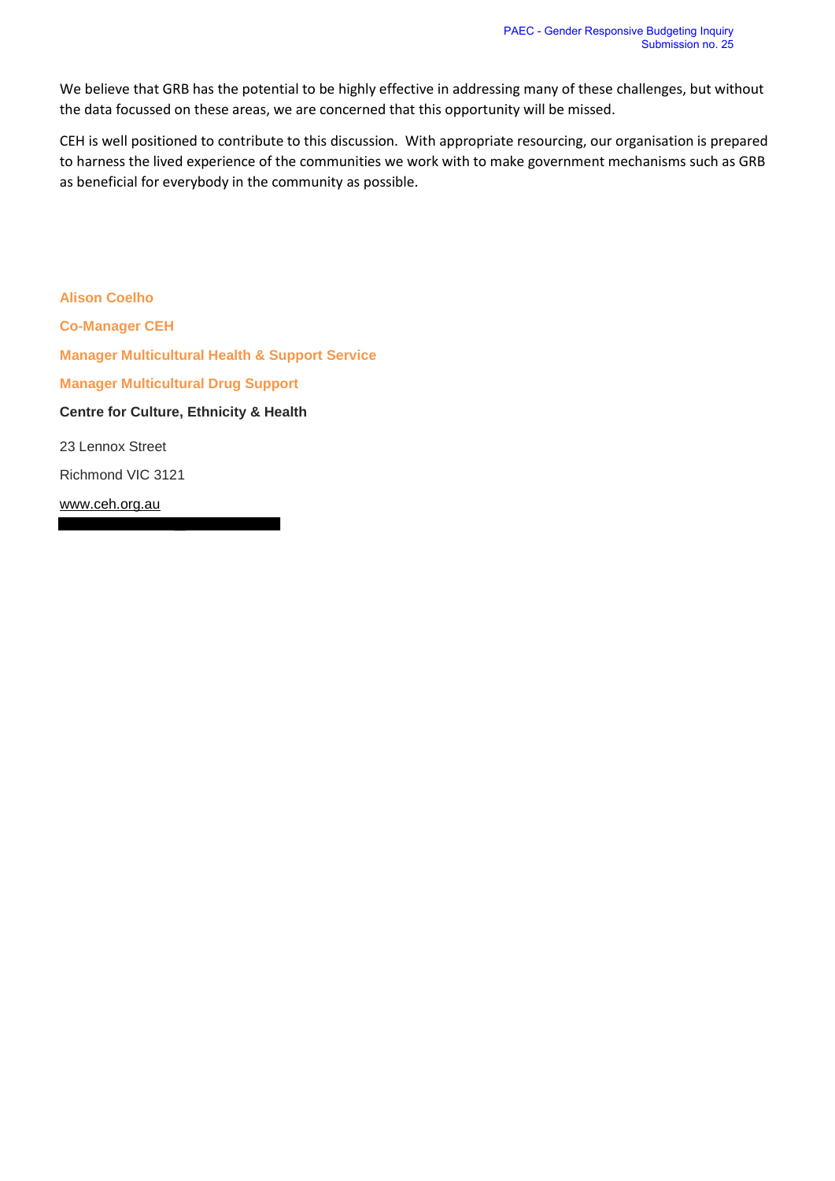We believe that GRB has the potential to be highly effective in addressing many of these challenges, but without the data focussed on these areas, we are concerned that this opportunity will be missed.

CEH is well positioned to contribute to this discussion. With appropriate resourcing, our organisation is prepared to harness the lived experience of the communities we work with to make government mechanisms such as GRB as beneficial for everybody in the community as possible.

**Alison Coelho**

**Co-Manager CEH**

**Manager Multicultural Health & Support Service**

**Manager Multicultural Drug Support**

**Centre for Culture, Ethnicity & Health**

23 Lennox Street

Richmond VIC 3121

www.ceh.org.au